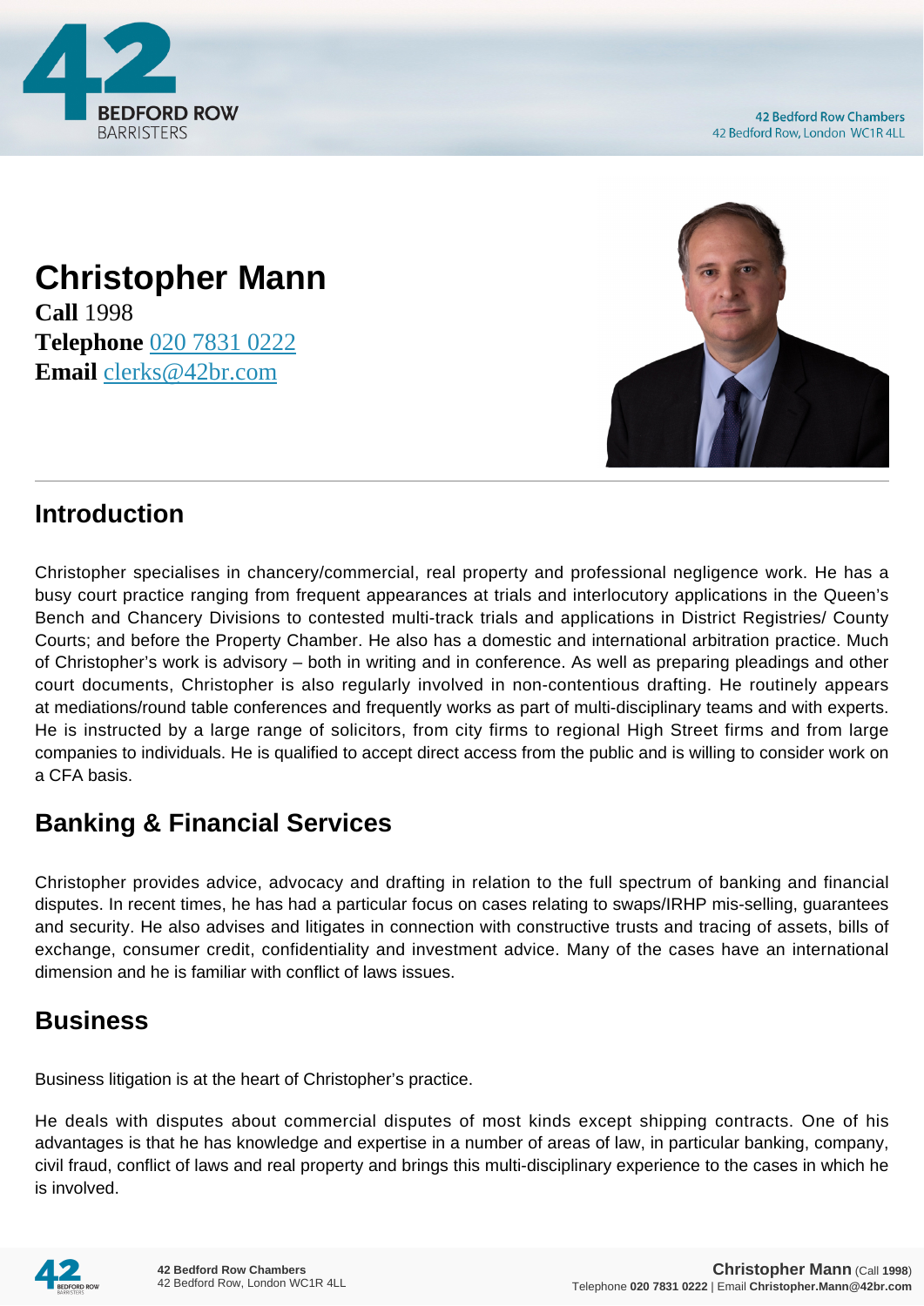# Christopher Mann

**Call** 1998
**Telephone** 020 7831 0222
**Email** clerks@42br.com

## Introduction

Christopher specialises in chancery/commercial, real property and professional negligence work. He has a busy court practice ranging from frequent appearances at trials and interlocutory applications in the Queen's Bench and Chancery Divisions to contested multi-track trials and applications in District Registries/ County Courts; and before the Property Chamber. He also has a domestic and international arbitration practice. Much of Christopher's work is advisory – both in writing and in conference. As well as preparing pleadings and other court documents, Christopher is also regularly involved in non-contentious drafting. He routinely appears at mediations/round table conferences and frequently works as part of multi-disciplinary teams and with experts. He is instructed by a large range of solicitors, from city firms to regional High Street firms and from large companies to individuals. He is qualified to accept direct access from the public and is willing to consider work on a CFA basis.

## Banking & Financial Services

Christopher provides advice, advocacy and drafting in relation to the full spectrum of banking and financial disputes. In recent times, he has had a particular focus on cases relating to swaps/IRHP mis-selling, guarantees and security. He also advises and litigates in connection with constructive trusts and tracing of assets, bills of exchange, consumer credit, confidentiality and investment advice. Many of the cases have an international dimension and he is familiar with conflict of laws issues.

## Business

Business litigation is at the heart of Christopher's practice.

He deals with disputes about commercial disputes of most kinds except shipping contracts. One of his advantages is that he has knowledge and expertise in a number of areas of law, in particular banking, company, civil fraud, conflict of laws and real property and brings this multi-disciplinary experience to the cases in which he is involved.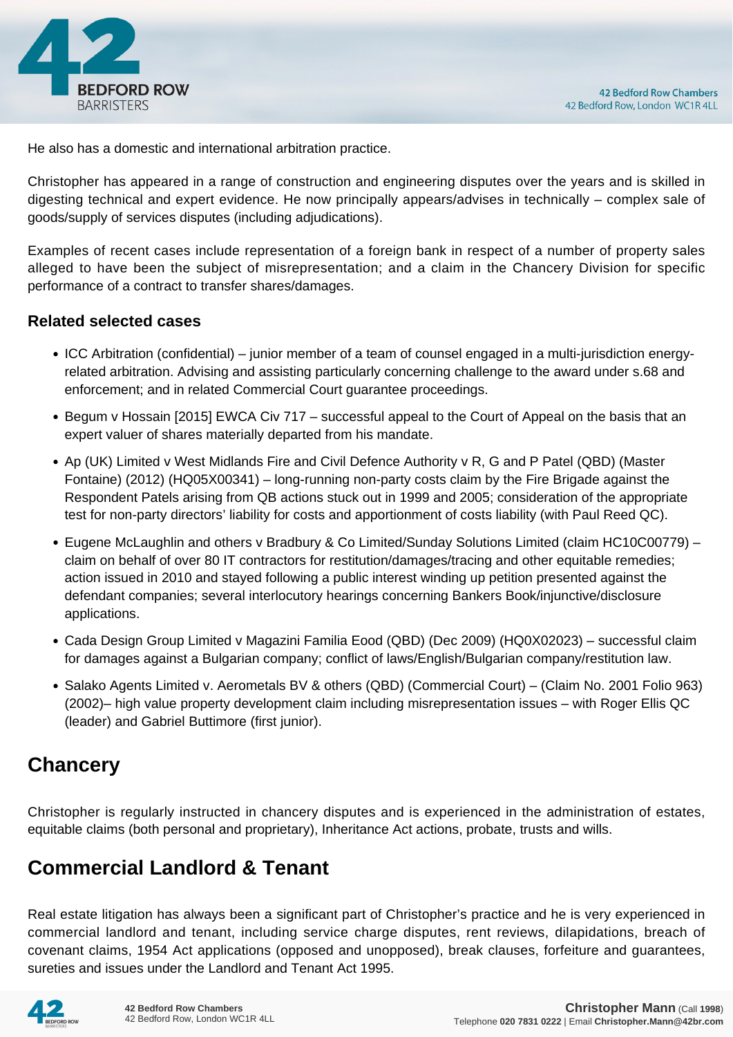He also has a domestic and international arbitration practice.

Christopher has appeared in a range of construction and engineering disputes over the years and is skilled in digesting technical and expert evidence. He now principally appears/advises in technically – complex sale of goods/supply of services disputes (including adjudications).

Examples of recent cases include representation of a foreign bank in respect of a number of property sales alleged to have been the subject of misrepresentation; and a claim in the Chancery Division for specific performance of a contract to transfer shares/damages.

### Related selected cases

- ICC Arbitration (confidential) – junior member of a team of counsel engaged in a multi-jurisdiction energy-related arbitration. Advising and assisting particularly concerning challenge to the award under s.68 and enforcement; and in related Commercial Court guarantee proceedings.
- Begum v Hossain [2015] EWCA Civ 717 – successful appeal to the Court of Appeal on the basis that an expert valuer of shares materially departed from his mandate.
- Ap (UK) Limited v West Midlands Fire and Civil Defence Authority v R, G and P Patel (QBD) (Master Fontaine) (2012) (HQ05X00341) – long-running non-party costs claim by the Fire Brigade against the Respondent Patels arising from QB actions stuck out in 1999 and 2005; consideration of the appropriate test for non-party directors' liability for costs and apportionment of costs liability (with Paul Reed QC).
- Eugene McLaughlin and others v Bradbury & Co Limited/Sunday Solutions Limited (claim HC10C00779) – claim on behalf of over 80 IT contractors for restitution/damages/tracing and other equitable remedies; action issued in 2010 and stayed following a public interest winding up petition presented against the defendant companies; several interlocutory hearings concerning Bankers Book/injunctive/disclosure applications.
- Cada Design Group Limited v Magazini Familia Eood (QBD) (Dec 2009) (HQ0X02023) – successful claim for damages against a Bulgarian company; conflict of laws/English/Bulgarian company/restitution law.
- Salako Agents Limited v. Aerometals BV & others (QBD) (Commercial Court) – (Claim No. 2001 Folio 963) (2002)– high value property development claim including misrepresentation issues – with Roger Ellis QC (leader) and Gabriel Buttimore (first junior).

## Chancery

Christopher is regularly instructed in chancery disputes and is experienced in the administration of estates, equitable claims (both personal and proprietary), Inheritance Act actions, probate, trusts and wills.

## Commercial Landlord & Tenant

Real estate litigation has always been a significant part of Christopher's practice and he is very experienced in commercial landlord and tenant, including service charge disputes, rent reviews, dilapidations, breach of covenant claims, 1954 Act applications (opposed and unopposed), break clauses, forfeiture and guarantees, sureties and issues under the Landlord and Tenant Act 1995.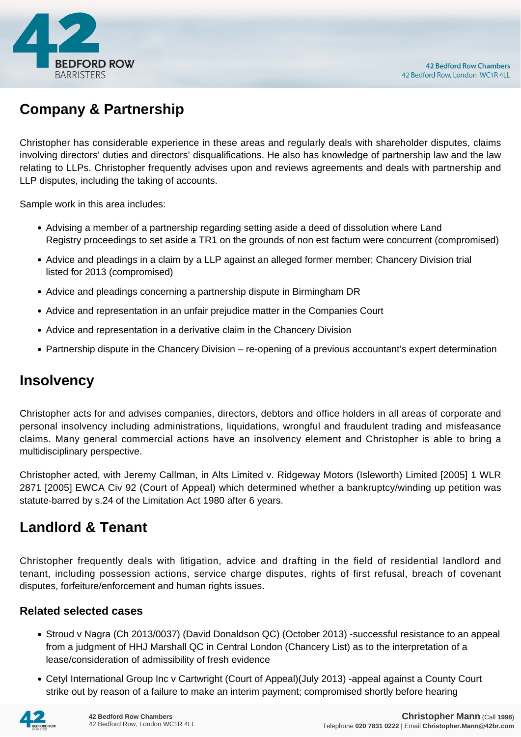## Company & Partnership

Christopher has considerable experience in these areas and regularly deals with shareholder disputes, claims involving directors' duties and directors' disqualifications. He also has knowledge of partnership law and the law relating to LLPs. Christopher frequently advises upon and reviews agreements and deals with partnership and LLP disputes, including the taking of accounts.

Sample work in this area includes:

- Advising a member of a partnership regarding setting aside a deed of dissolution where Land Registry proceedings to set aside a TR1 on the grounds of non est factum were concurrent (compromised)
- Advice and pleadings in a claim by a LLP against an alleged former member; Chancery Division trial listed for 2013 (compromised)
- Advice and pleadings concerning a partnership dispute in Birmingham DR
- Advice and representation in an unfair prejudice matter in the Companies Court
- Advice and representation in a derivative claim in the Chancery Division
- Partnership dispute in the Chancery Division – re-opening of a previous accountant's expert determination

## Insolvency

Christopher acts for and advises companies, directors, debtors and office holders in all areas of corporate and personal insolvency including administrations, liquidations, wrongful and fraudulent trading and misfeasance claims. Many general commercial actions have an insolvency element and Christopher is able to bring a multidisciplinary perspective.

Christopher acted, with Jeremy Callman, in Alts Limited v. Ridgeway Motors (Isleworth) Limited [2005] 1 WLR 2871 [2005] EWCA Civ 92 (Court of Appeal) which determined whether a bankruptcy/winding up petition was statute-barred by s.24 of the Limitation Act 1980 after 6 years.

## Landlord & Tenant

Christopher frequently deals with litigation, advice and drafting in the field of residential landlord and tenant, including possession actions, service charge disputes, rights of first refusal, breach of covenant disputes, forfeiture/enforcement and human rights issues.

### Related selected cases

- Stroud v Nagra (Ch 2013/0037) (David Donaldson QC) (October 2013) -successful resistance to an appeal from a judgment of HHJ Marshall QC in Central London (Chancery List) as to the interpretation of a lease/consideration of admissibility of fresh evidence
- Cetyl International Group Inc v Cartwright (Court of Appeal)(July 2013) -appeal against a County Court strike out by reason of a failure to make an interim payment; compromised shortly before hearing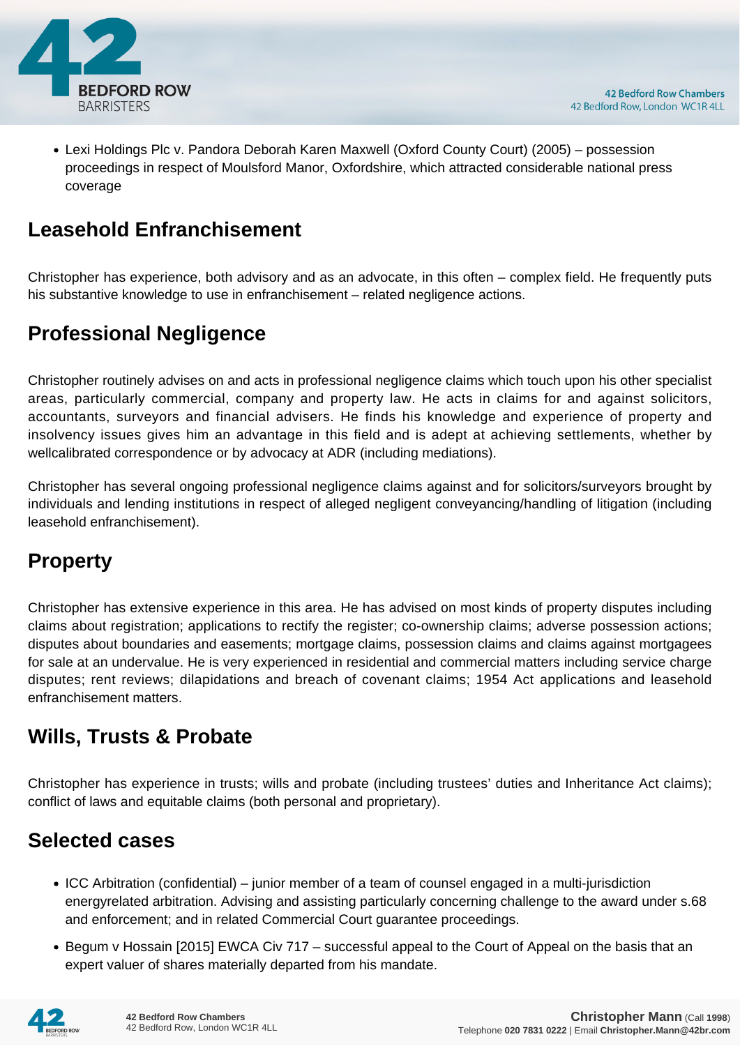- Lexi Holdings Plc v. Pandora Deborah Karen Maxwell (Oxford County Court) (2005) – possession proceedings in respect of Moulsford Manor, Oxfordshire, which attracted considerable national press coverage

## Leasehold Enfranchisement

Christopher has experience, both advisory and as an advocate, in this often – complex field. He frequently puts his substantive knowledge to use in enfranchisement – related negligence actions.

## Professional Negligence

Christopher routinely advises on and acts in professional negligence claims which touch upon his other specialist areas, particularly commercial, company and property law. He acts in claims for and against solicitors, accountants, surveyors and financial advisers. He finds his knowledge and experience of property and insolvency issues gives him an advantage in this field and is adept at achieving settlements, whether by wellcalibrated correspondence or by advocacy at ADR (including mediations).

Christopher has several ongoing professional negligence claims against and for solicitors/surveyors brought by individuals and lending institutions in respect of alleged negligent conveyancing/handling of litigation (including leasehold enfranchisement).

## Property

Christopher has extensive experience in this area. He has advised on most kinds of property disputes including claims about registration; applications to rectify the register; co-ownership claims; adverse possession actions; disputes about boundaries and easements; mortgage claims, possession claims and claims against mortgagees for sale at an undervalue. He is very experienced in residential and commercial matters including service charge disputes; rent reviews; dilapidations and breach of covenant claims; 1954 Act applications and leasehold enfranchisement matters.

## Wills, Trusts & Probate

Christopher has experience in trusts; wills and probate (including trustees' duties and Inheritance Act claims); conflict of laws and equitable claims (both personal and proprietary).

## Selected cases

- ICC Arbitration (confidential) – junior member of a team of counsel engaged in a multi-jurisdiction energyrelated arbitration. Advising and assisting particularly concerning challenge to the award under s.68 and enforcement; and in related Commercial Court guarantee proceedings.
- Begum v Hossain [2015] EWCA Civ 717 – successful appeal to the Court of Appeal on the basis that an expert valuer of shares materially departed from his mandate.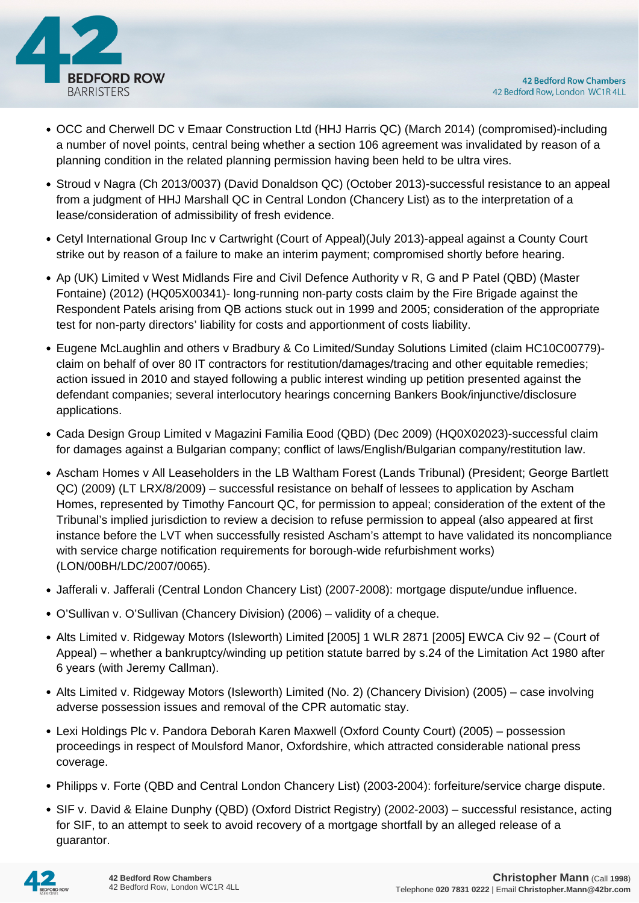- OCC and Cherwell DC v Emaar Construction Ltd (HHJ Harris QC) (March 2014) (compromised)-including a number of novel points, central being whether a section 106 agreement was invalidated by reason of a planning condition in the related planning permission having been held to be ultra vires.
- Stroud v Nagra (Ch 2013/0037) (David Donaldson QC) (October 2013)-successful resistance to an appeal from a judgment of HHJ Marshall QC in Central London (Chancery List) as to the interpretation of a lease/consideration of admissibility of fresh evidence.
- Cetyl International Group Inc v Cartwright (Court of Appeal)(July 2013)-appeal against a County Court strike out by reason of a failure to make an interim payment; compromised shortly before hearing.
- Ap (UK) Limited v West Midlands Fire and Civil Defence Authority v R, G and P Patel (QBD) (Master Fontaine) (2012) (HQ05X00341)- long-running non-party costs claim by the Fire Brigade against the Respondent Patels arising from QB actions stuck out in 1999 and 2005; consideration of the appropriate test for non-party directors' liability for costs and apportionment of costs liability.
- Eugene McLaughlin and others v Bradbury & Co Limited/Sunday Solutions Limited (claim HC10C00779)-claim on behalf of over 80 IT contractors for restitution/damages/tracing and other equitable remedies; action issued in 2010 and stayed following a public interest winding up petition presented against the defendant companies; several interlocutory hearings concerning Bankers Book/injunctive/disclosure applications.
- Cada Design Group Limited v Magazini Familia Eood (QBD) (Dec 2009) (HQ0X02023)-successful claim for damages against a Bulgarian company; conflict of laws/English/Bulgarian company/restitution law.
- Ascham Homes v All Leaseholders in the LB Waltham Forest (Lands Tribunal) (President; George Bartlett QC) (2009) (LT LRX/8/2009) – successful resistance on behalf of lessees to application by Ascham Homes, represented by Timothy Fancourt QC, for permission to appeal; consideration of the extent of the Tribunal's implied jurisdiction to review a decision to refuse permission to appeal (also appeared at first instance before the LVT when successfully resisted Ascham's attempt to have validated its noncompliance with service charge notification requirements for borough-wide refurbishment works) (LON/00BH/LDC/2007/0065).
- Jafferali v. Jafferali (Central London Chancery List) (2007-2008): mortgage dispute/undue influence.
- O'Sullivan v. O'Sullivan (Chancery Division) (2006) – validity of a cheque.
- Alts Limited v. Ridgeway Motors (Isleworth) Limited [2005] 1 WLR 2871 [2005] EWCA Civ 92 – (Court of Appeal) – whether a bankruptcy/winding up petition statute barred by s.24 of the Limitation Act 1980 after 6 years (with Jeremy Callman).
- Alts Limited v. Ridgeway Motors (Isleworth) Limited (No. 2) (Chancery Division) (2005) – case involving adverse possession issues and removal of the CPR automatic stay.
- Lexi Holdings Plc v. Pandora Deborah Karen Maxwell (Oxford County Court) (2005) – possession proceedings in respect of Moulsford Manor, Oxfordshire, which attracted considerable national press coverage.
- Philipps v. Forte (QBD and Central London Chancery List) (2003-2004): forfeiture/service charge dispute.
- SIF v. David & Elaine Dunphy (QBD) (Oxford District Registry) (2002-2003) – successful resistance, acting for SIF, to an attempt to seek to avoid recovery of a mortgage shortfall by an alleged release of a guarantor.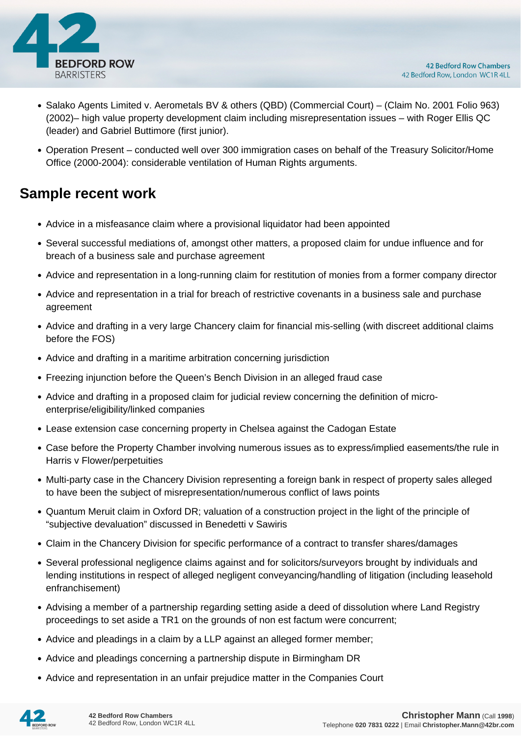- Salako Agents Limited v. Aerometals BV & others (QBD) (Commercial Court) – (Claim No. 2001 Folio 963) (2002)– high value property development claim including misrepresentation issues – with Roger Ellis QC (leader) and Gabriel Buttimore (first junior).
- Operation Present – conducted well over 300 immigration cases on behalf of the Treasury Solicitor/Home Office (2000-2004): considerable ventilation of Human Rights arguments.

## Sample recent work

- Advice in a misfeasance claim where a provisional liquidator had been appointed
- Several successful mediations of, amongst other matters, a proposed claim for undue influence and for breach of a business sale and purchase agreement
- Advice and representation in a long-running claim for restitution of monies from a former company director
- Advice and representation in a trial for breach of restrictive covenants in a business sale and purchase agreement
- Advice and drafting in a very large Chancery claim for financial mis-selling (with discreet additional claims before the FOS)
- Advice and drafting in a maritime arbitration concerning jurisdiction
- Freezing injunction before the Queen's Bench Division in an alleged fraud case
- Advice and drafting in a proposed claim for judicial review concerning the definition of micro-enterprise/eligibility/linked companies
- Lease extension case concerning property in Chelsea against the Cadogan Estate
- Case before the Property Chamber involving numerous issues as to express/implied easements/the rule in Harris v Flower/perpetuities
- Multi-party case in the Chancery Division representing a foreign bank in respect of property sales alleged to have been the subject of misrepresentation/numerous conflict of laws points
- Quantum Meruit claim in Oxford DR; valuation of a construction project in the light of the principle of "subjective devaluation" discussed in Benedetti v Sawiris
- Claim in the Chancery Division for specific performance of a contract to transfer shares/damages
- Several professional negligence claims against and for solicitors/surveyors brought by individuals and lending institutions in respect of alleged negligent conveyancing/handling of litigation (including leasehold enfranchisement)
- Advising a member of a partnership regarding setting aside a deed of dissolution where Land Registry proceedings to set aside a TR1 on the grounds of non est factum were concurrent;
- Advice and pleadings in a claim by a LLP against an alleged former member;
- Advice and pleadings concerning a partnership dispute in Birmingham DR
- Advice and representation in an unfair prejudice matter in the Companies Court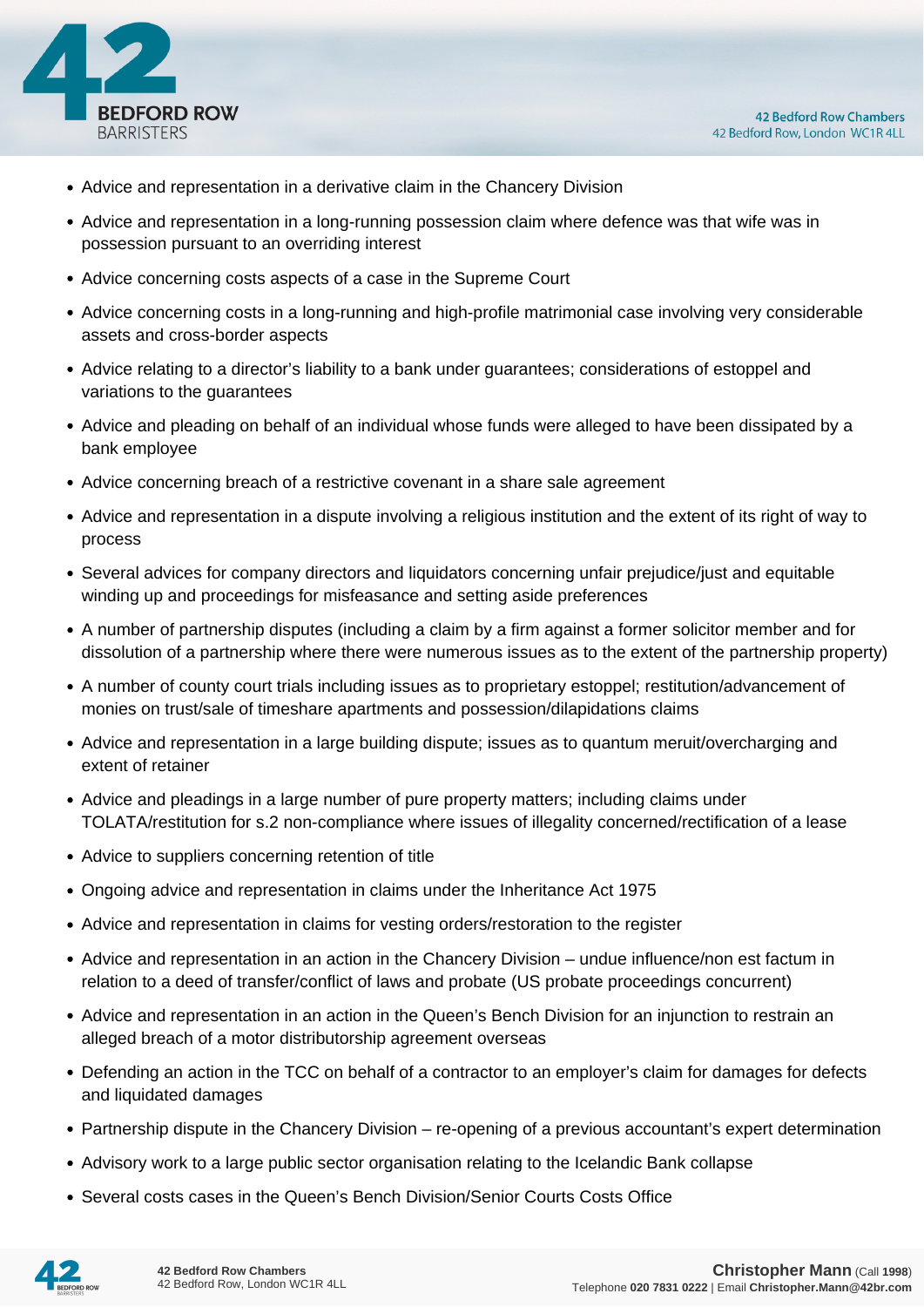- Advice and representation in a derivative claim in the Chancery Division
- Advice and representation in a long-running possession claim where defence was that wife was in possession pursuant to an overriding interest
- Advice concerning costs aspects of a case in the Supreme Court
- Advice concerning costs in a long-running and high-profile matrimonial case involving very considerable assets and cross-border aspects
- Advice relating to a director's liability to a bank under guarantees; considerations of estoppel and variations to the guarantees
- Advice and pleading on behalf of an individual whose funds were alleged to have been dissipated by a bank employee
- Advice concerning breach of a restrictive covenant in a share sale agreement
- Advice and representation in a dispute involving a religious institution and the extent of its right of way to process
- Several advices for company directors and liquidators concerning unfair prejudice/just and equitable winding up and proceedings for misfeasance and setting aside preferences
- A number of partnership disputes (including a claim by a firm against a former solicitor member and for dissolution of a partnership where there were numerous issues as to the extent of the partnership property)
- A number of county court trials including issues as to proprietary estoppel; restitution/advancement of monies on trust/sale of timeshare apartments and possession/dilapidations claims
- Advice and representation in a large building dispute; issues as to quantum meruit/overcharging and extent of retainer
- Advice and pleadings in a large number of pure property matters; including claims under TOLATA/restitution for s.2 non-compliance where issues of illegality concerned/rectification of a lease
- Advice to suppliers concerning retention of title
- Ongoing advice and representation in claims under the Inheritance Act 1975
- Advice and representation in claims for vesting orders/restoration to the register
- Advice and representation in an action in the Chancery Division – undue influence/non est factum in relation to a deed of transfer/conflict of laws and probate (US probate proceedings concurrent)
- Advice and representation in an action in the Queen's Bench Division for an injunction to restrain an alleged breach of a motor distributorship agreement overseas
- Defending an action in the TCC on behalf of a contractor to an employer's claim for damages for defects and liquidated damages
- Partnership dispute in the Chancery Division – re-opening of a previous accountant's expert determination
- Advisory work to a large public sector organisation relating to the Icelandic Bank collapse
- Several costs cases in the Queen's Bench Division/Senior Courts Costs Office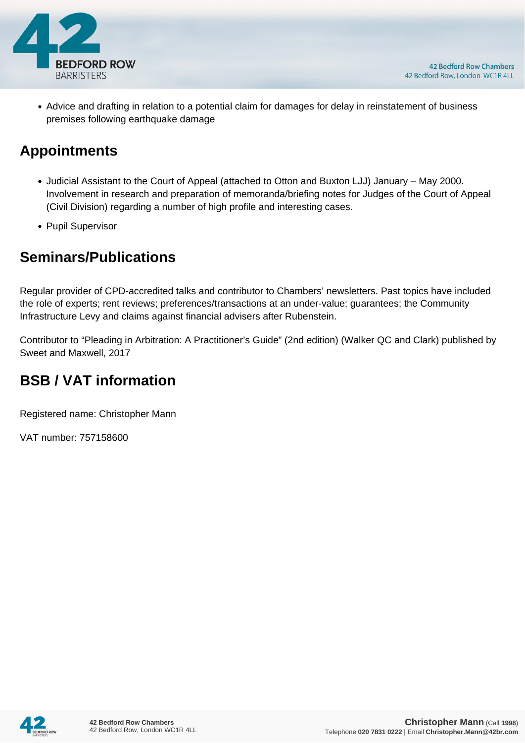- Advice and drafting in relation to a potential claim for damages for delay in reinstatement of business premises following earthquake damage

## Appointments

- Judicial Assistant to the Court of Appeal (attached to Otton and Buxton LJJ) January – May 2000. Involvement in research and preparation of memoranda/briefing notes for Judges of the Court of Appeal (Civil Division) regarding a number of high profile and interesting cases.
- Pupil Supervisor

## Seminars/Publications

Regular provider of CPD-accredited talks and contributor to Chambers' newsletters. Past topics have included the role of experts; rent reviews; preferences/transactions at an under-value; guarantees; the Community Infrastructure Levy and claims against financial advisers after Rubenstein.

Contributor to "Pleading in Arbitration: A Practitioner's Guide" (2nd edition) (Walker QC and Clark) published by Sweet and Maxwell, 2017

## BSB / VAT information

Registered name: Christopher Mann

VAT number: 757158600